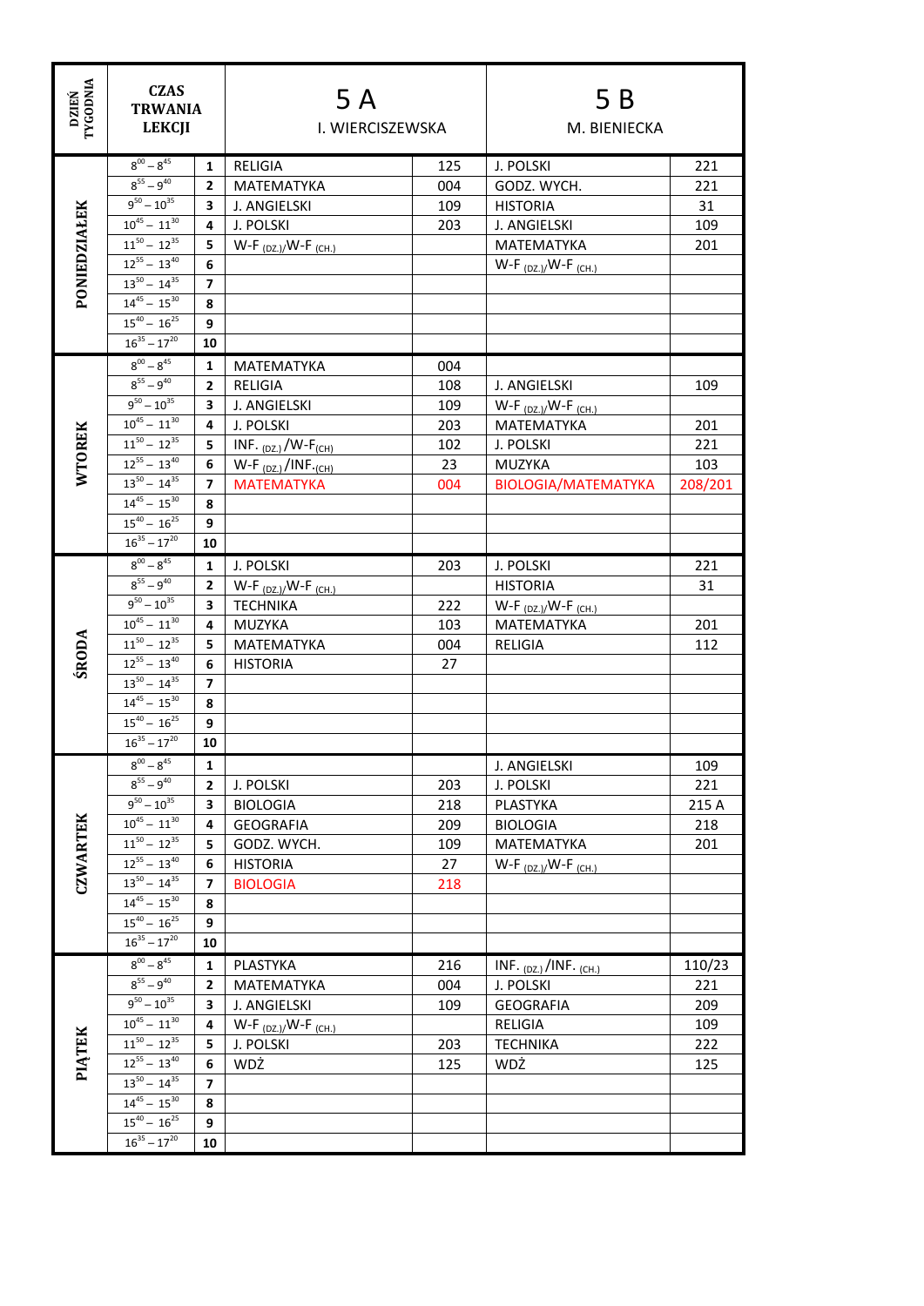| DZIEŃ TYGODNIA | CZAS TRWANIA LEKCJI | | 5 A I. WIERCISZEWSKA | | 5 B M. BIENIECKA | |
|---|---|---|---|---|---|---|
| PONIEDZIAŁEK | $8^{00} – 8^{45}$ | 1 | RELIGIA | 125 | J. POLSKI | 221 |
| | $8^{55} – 9^{40}$ | 2 | MATEMATYKA | 004 | GODZ. WYCH. | 221 |
| | $9^{50} – 10^{35}$ | 3 | J. ANGIELSKI | 109 | HISTORIA | 31 |
| | $10^{45} – 11^{30}$ | 4 | J. POLSKI | 203 | J. ANGIELSKI | 109 |
| | $11^{50} – 12^{35}$ | 5 | W-F $_{(DZ.)}$/W-F $_{(CH.)}$ | | MATEMATYKA | 201 |
| | $12^{55} – 13^{40}$ | 6 | | | W-F $_{(DZ.)}$/W-F $_{(CH.)}$ | |
| | $13^{50} – 14^{35}$ | 7 | | | | |
| | $14^{45} – 15^{30}$ | 8 | | | | |
| | $15^{40} – 16^{25}$ | 9 | | | | |
| | $16^{35} – 17^{20}$ | 10 | | | | |
| WTOREK | $8^{00} – 8^{45}$ | 1 | MATEMATYKA | 004 | | |
| | $8^{55} – 9^{40}$ | 2 | RELIGIA | 108 | J. ANGIELSKI | 109 |
| | $9^{50} – 10^{35}$ | 3 | J. ANGIELSKI | 109 | W-F $_{(DZ.)}$/W-F $_{(CH.)}$ | |
| | $10^{45} – 11^{30}$ | 4 | J. POLSKI | 203 | MATEMATYKA | 201 |
| | $11^{50} – 12^{35}$ | 5 | INF. $_{(DZ.)}$/W-F$_{(CH)}$ | 102 | J. POLSKI | 221 |
| | $12^{55} – 13^{40}$ | 6 | W-F $_{(DZ.)}$/INF.$_{(CH)}$ | 23 | MUZYKA | 103 |
| | $13^{50} – 14^{35}$ | 7 | MATEMATYKA | 004 | BIOLOGIA/MATEMATYKA | 208/201 |
| | $14^{45} – 15^{30}$ | 8 | | | | |
| | $15^{40} – 16^{25}$ | 9 | | | | |
| | $16^{35} – 17^{20}$ | 10 | | | | |
| ŚRODA | $8^{00} – 8^{45}$ | 1 | J. POLSKI | 203 | J. POLSKI | 221 |
| | $8^{55} – 9^{40}$ | 2 | W-F $_{(DZ.)}$/W-F $_{(CH.)}$ | | HISTORIA | 31 |
| | $9^{50} – 10^{35}$ | 3 | TECHNIKA | 222 | W-F $_{(DZ.)}$/W-F $_{(CH.)}$ | |
| | $10^{45} – 11^{30}$ | 4 | MUZYKA | 103 | MATEMATYKA | 201 |
| | $11^{50} – 12^{35}$ | 5 | MATEMATYKA | 004 | RELIGIA | 112 |
| | $12^{55} – 13^{40}$ | 6 | HISTORIA | 27 | | |
| | $13^{50} – 14^{35}$ | 7 | | | | |
| | $14^{45} – 15^{30}$ | 8 | | | | |
| | $15^{40} – 16^{25}$ | 9 | | | | |
| | $16^{35} – 17^{20}$ | 10 | | | | |
| CZWARTEK | $8^{00} – 8^{45}$ | 1 | | | J. ANGIELSKI | 109 |
| | $8^{55} – 9^{40}$ | 2 | J. POLSKI | 203 | J. POLSKI | 221 |
| | $9^{50} – 10^{35}$ | 3 | BIOLOGIA | 218 | PLASTYKA | 215 A |
| | $10^{45} – 11^{30}$ | 4 | GEOGRAFIA | 209 | BIOLOGIA | 218 |
| | $11^{50} – 12^{35}$ | 5 | GODZ. WYCH. | 109 | MATEMATYKA | 201 |
| | $12^{55} – 13^{40}$ | 6 | HISTORIA | 27 | W-F $_{(DZ.)}$/W-F $_{(CH.)}$ | |
| | $13^{50} – 14^{35}$ | 7 | BIOLOGIA | 218 | | |
| | $14^{45} – 15^{30}$ | 8 | | | | |
| | $15^{40} – 16^{25}$ | 9 | | | | |
| | $16^{35} – 17^{20}$ | 10 | | | | |
| PIĄTEK | $8^{00} – 8^{45}$ | 1 | PLASTYKA | 216 | INF. $_{(DZ.)}$/INF. $_{(CH.)}$ | 110/23 |
| | $8^{55} – 9^{40}$ | 2 | MATEMATYKA | 004 | J. POLSKI | 221 |
| | $9^{50} – 10^{35}$ | 3 | J. ANGIELSKI | 109 | GEOGRAFIA | 209 |
| | $10^{45} – 11^{30}$ | 4 | W-F $_{(DZ.)}$/W-F $_{(CH.)}$ | | RELIGIA | 109 |
| | $11^{50} – 12^{35}$ | 5 | J. POLSKI | 203 | TECHNIKA | 222 |
| | $12^{55} – 13^{40}$ | 6 | WDŻ | 125 | WDŻ | 125 |
| | $13^{50} – 14^{35}$ | 7 | | | | |
| | $14^{45} – 15^{30}$ | 8 | | | | |
| | $15^{40} – 16^{25}$ | 9 | | | | |
| | $16^{35} – 17^{20}$ | 10 | | | | |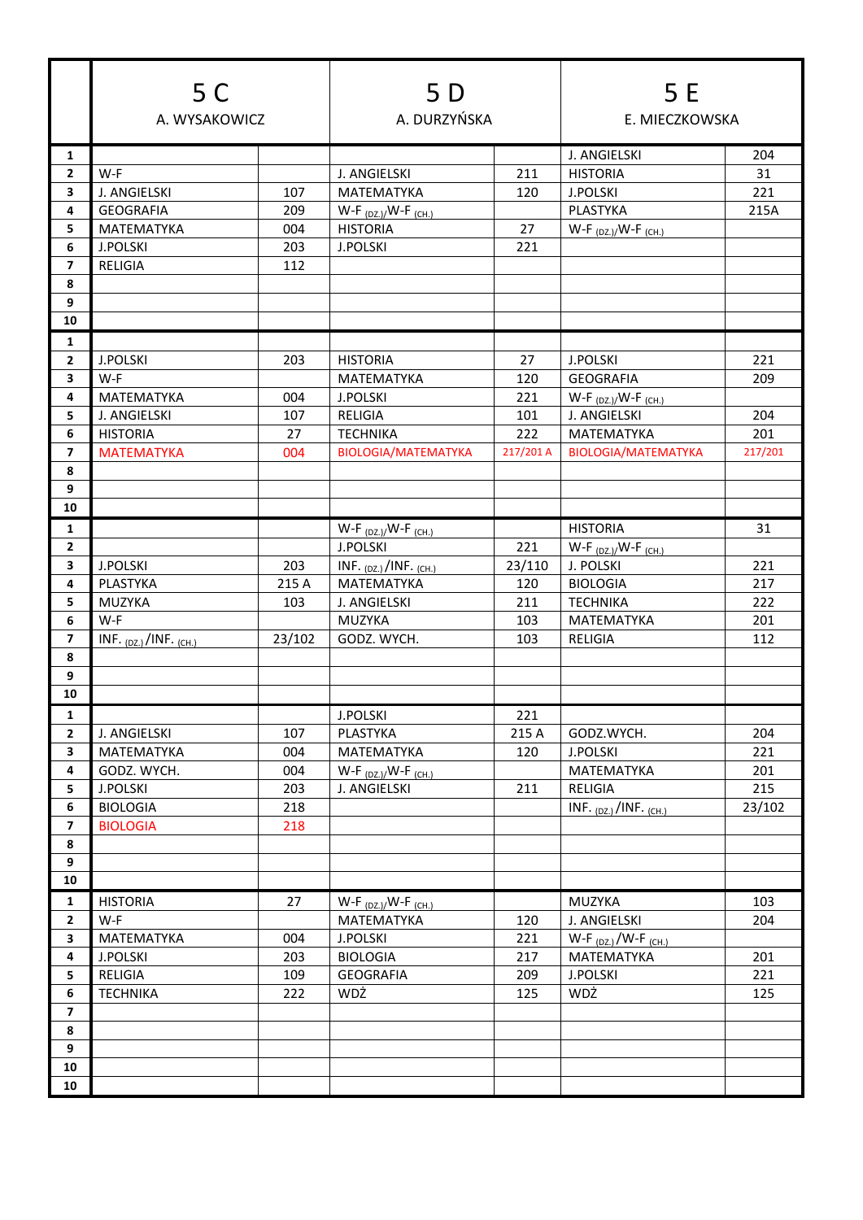| | 5 C<br>A. WYSAKOWICZ | | 5 D<br>A. DURZYŃSKA | | 5 E<br>E. MIECZKOWSKA | |
|---|---|---|---|---|---|---|
| 1 | | | | | J. ANGIELSKI | 204 |
| 2 | W-F | | J. ANGIELSKI | 211 | HISTORIA | 31 |
| 3 | J. ANGIELSKI | 107 | MATEMATYKA | 120 | J.POLSKI | 221 |
| 4 | GEOGRAFIA | 209 | W-F (DZ.)/W-F (CH.) | | PLASTYKA | 215A |
| 5 | MATEMATYKA | 004 | HISTORIA | 27 | W-F (DZ.)/W-F (CH.) | |
| 6 | J.POLSKI | 203 | J.POLSKI | 221 | | |
| 7 | RELIGIA | 112 | | | | |
| 8 | | | | | | |
| 9 | | | | | | |
| 10 | | | | | | |
| 1 | | | | | | |
| 2 | J.POLSKI | 203 | HISTORIA | 27 | J.POLSKI | 221 |
| 3 | W-F | | MATEMATYKA | 120 | GEOGRAFIA | 209 |
| 4 | MATEMATYKA | 004 | J.POLSKI | 221 | W-F (DZ.)/W-F (CH.) | |
| 5 | J. ANGIELSKI | 107 | RELIGIA | 101 | J. ANGIELSKI | 204 |
| 6 | HISTORIA | 27 | TECHNIKA | 222 | MATEMATYKA | 201 |
| 7 | MATEMATYKA | 004 | BIOLOGIA/MATEMATYKA | 217/201 A | BIOLOGIA/MATEMATYKA | 217/201 |
| 8 | | | | | | |
| 9 | | | | | | |
| 10 | | | | | | |
| 1 | | | W-F (DZ.)/W-F (CH.) | | HISTORIA | 31 |
| 2 | | | J.POLSKI | 221 | W-F (DZ.)/W-F (CH.) | |
| 3 | J.POLSKI | 203 | INF. (DZ.)/INF. (CH.) | 23/110 | J. POLSKI | 221 |
| 4 | PLASTYKA | 215 A | MATEMATYKA | 120 | BIOLOGIA | 217 |
| 5 | MUZYKA | 103 | J. ANGIELSKI | 211 | TECHNIKA | 222 |
| 6 | W-F | | MUZYKA | 103 | MATEMATYKA | 201 |
| 7 | INF. (DZ.)/INF. (CH.) | 23/102 | GODZ. WYCH. | 103 | RELIGIA | 112 |
| 8 | | | | | | |
| 9 | | | | | | |
| 10 | | | | | | |
| 1 | | | J.POLSKI | 221 | | |
| 2 | J. ANGIELSKI | 107 | PLASTYKA | 215 A | GODZ.WYCH. | 204 |
| 3 | MATEMATYKA | 004 | MATEMATYKA | 120 | J.POLSKI | 221 |
| 4 | GODZ. WYCH. | 004 | W-F (DZ.)/W-F (CH.) | | MATEMATYKA | 201 |
| 5 | J.POLSKI | 203 | J. ANGIELSKI | 211 | RELIGIA | 215 |
| 6 | BIOLOGIA | 218 | | | INF. (DZ.)/INF. (CH.) | 23/102 |
| 7 | BIOLOGIA | 218 | | | | |
| 8 | | | | | | |
| 9 | | | | | | |
| 10 | | | | | | |
| 1 | HISTORIA | 27 | W-F (DZ.)/W-F (CH.) | | MUZYKA | 103 |
| 2 | W-F | | MATEMATYKA | 120 | J. ANGIELSKI | 204 |
| 3 | MATEMATYKA | 004 | J.POLSKI | 221 | W-F (DZ.)/W-F (CH.) | |
| 4 | J.POLSKI | 203 | BIOLOGIA | 217 | MATEMATYKA | 201 |
| 5 | RELIGIA | 109 | GEOGRAFIA | 209 | J.POLSKI | 221 |
| 6 | TECHNIKA | 222 | WDŻ | 125 | WDŻ | 125 |
| 7 | | | | | | |
| 8 | | | | | | |
| 9 | | | | | | |
| 10 | | | | | | |
| 10 | | | | | | |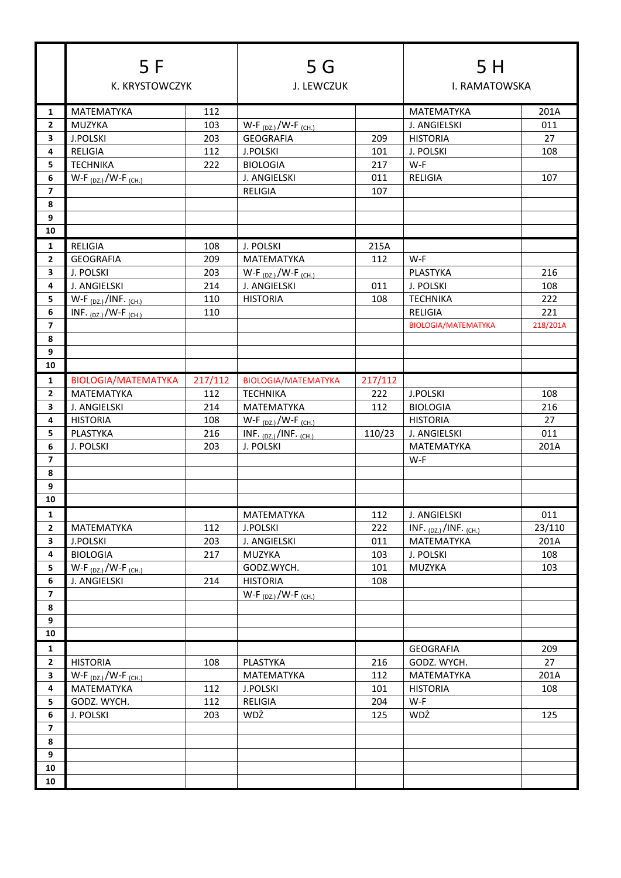| | 5 F<br>K. KRYSTOWCZYK | | 5 G<br>J. LEWCZUK | | 5 H<br>I. RAMATOWSKA | |
|---|---|---|---|---|---|---|
| 1 | MATEMATYKA | 112 | | | MATEMATYKA | 201A |
| 2 | MUZYKA | 103 | W-F $_{(DZ.)}$/W-F $_{(CH.)}$ | | J. ANGIELSKI | 011 |
| 3 | J.POLSKI | 203 | GEOGRAFIA | 209 | HISTORIA | 27 |
| 4 | RELIGIA | 112 | J.POLSKI | 101 | J. POLSKI | 108 |
| 5 | TECHNIKA | 222 | BIOLOGIA | 217 | W-F | |
| 6 | W-F $_{(DZ.)}$/W-F $_{(CH.)}$ | | J. ANGIELSKI | 011 | RELIGIA | 107 |
| 7 | | | RELIGIA | 107 | | |
| 8 | | | | | | |
| 9 | | | | | | |
| 10 | | | | | | |
| 1 | RELIGIA | 108 | J. POLSKI | 215A | | |
| 2 | GEOGRAFIA | 209 | MATEMATYKA | 112 | W-F | |
| 3 | J. POLSKI | 203 | W-F $_{(DZ.)}$/W-F $_{(CH.)}$ | | PLASTYKA | 216 |
| 4 | J. ANGIELSKI | 214 | J. ANGIELSKI | 011 | J. POLSKI | 108 |
| 5 | W-F $_{(DZ.)}$/INF. $_{(CH.)}$ | 110 | HISTORIA | 108 | TECHNIKA | 222 |
| 6 | INF. $_{(DZ.)}$/W-F $_{(CH.)}$ | 110 | | | RELIGIA | 221 |
| 7 | | | | | BIOLOGIA/MATEMATYKA | 218/201A |
| 8 | | | | | | |
| 9 | | | | | | |
| 10 | | | | | | |
| 1 | BIOLOGIA/MATEMATYKA | 217/112 | BIOLOGIA/MATEMATYKA | 217/112 | | |
| 2 | MATEMATYKA | 112 | TECHNIKA | 222 | J.POLSKI | 108 |
| 3 | J. ANGIELSKI | 214 | MATEMATYKA | 112 | BIOLOGIA | 216 |
| 4 | HISTORIA | 108 | W-F $_{(DZ.)}$/W-F $_{(CH.)}$ | | HISTORIA | 27 |
| 5 | PLASTYKA | 216 | INF. $_{(DZ.)}$/INF. $_{(CH.)}$ | 110/23 | J. ANGIELSKI | 011 |
| 6 | J. POLSKI | 203 | J. POLSKI | | MATEMATYKA | 201A |
| 7 | | | | | W-F | |
| 8 | | | | | | |
| 9 | | | | | | |
| 10 | | | | | | |
| 1 | | | MATEMATYKA | 112 | J. ANGIELSKI | 011 |
| 2 | MATEMATYKA | 112 | J.POLSKI | 222 | INF. $_{(DZ.)}$/INF. $_{(CH.)}$ | 23/110 |
| 3 | J.POLSKI | 203 | J. ANGIELSKI | 011 | MATEMATYKA | 201A |
| 4 | BIOLOGIA | 217 | MUZYKA | 103 | J. POLSKI | 108 |
| 5 | W-F $_{(DZ.)}$/W-F $_{(CH.)}$ | | GODZ.WYCH. | 101 | MUZYKA | 103 |
| 6 | J. ANGIELSKI | 214 | HISTORIA | 108 | | |
| 7 | | | W-F $_{(DZ.)}$/W-F $_{(CH.)}$ | | | |
| 8 | | | | | | |
| 9 | | | | | | |
| 10 | | | | | | |
| 1 | | | | | GEOGRAFIA | 209 |
| 2 | HISTORIA | 108 | PLASTYKA | 216 | GODZ. WYCH. | 27 |
| 3 | W-F $_{(DZ.)}$/W-F $_{(CH.)}$ | | MATEMATYKA | 112 | MATEMATYKA | 201A |
| 4 | MATEMATYKA | 112 | J.POLSKI | 101 | HISTORIA | 108 |
| 5 | GODZ. WYCH. | 112 | RELIGIA | 204 | W-F | |
| 6 | J. POLSKI | 203 | WDŻ | 125 | WDŻ | 125 |
| 7 | | | | | | |
| 8 | | | | | | |
| 9 | | | | | | |
| 10 | | | | | | |
| 10 | | | | | | |